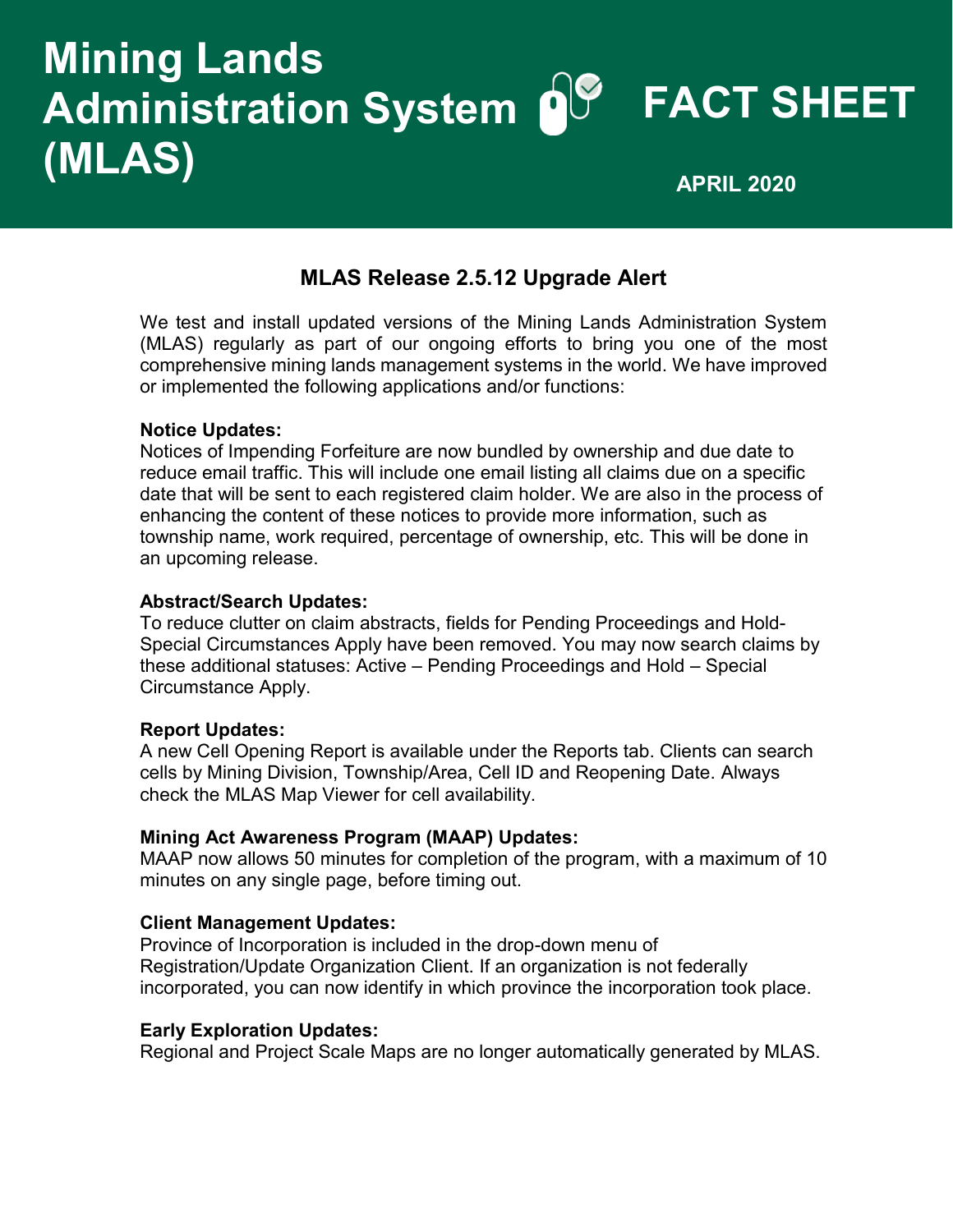# Mining Lands Administration System (MLAS) FACT SHEET

**APRIL 2020**

## MLAS Release 2.5.12 Upgrade Alert

We test and install updated versions of the Mining Lands Administration System (MLAS) regularly as part of our ongoing efforts to bring you one of the most comprehensive mining lands management systems in the world. We have improved or implemented the following applications and/or functions:

**Notice Updates:**
Notices of Impending Forfeiture are now bundled by ownership and due date to reduce email traffic. This will include one email listing all claims due on a specific date that will be sent to each registered claim holder. We are also in the process of enhancing the content of these notices to provide more information, such as township name, work required, percentage of ownership, etc. This will be done in an upcoming release.

**Abstract/Search Updates:**
To reduce clutter on claim abstracts, fields for Pending Proceedings and Hold-Special Circumstances Apply have been removed. You may now search claims by these additional statuses: Active – Pending Proceedings and Hold – Special Circumstance Apply.

**Report Updates:**
A new Cell Opening Report is available under the Reports tab. Clients can search cells by Mining Division, Township/Area, Cell ID and Reopening Date. Always check the MLAS Map Viewer for cell availability.

**Mining Act Awareness Program (MAAP) Updates:**
MAAP now allows 50 minutes for completion of the program, with a maximum of 10 minutes on any single page, before timing out.

**Client Management Updates:**
Province of Incorporation is included in the drop-down menu of Registration/Update Organization Client. If an organization is not federally incorporated, you can now identify in which province the incorporation took place.

**Early Exploration Updates:**
Regional and Project Scale Maps are no longer automatically generated by MLAS.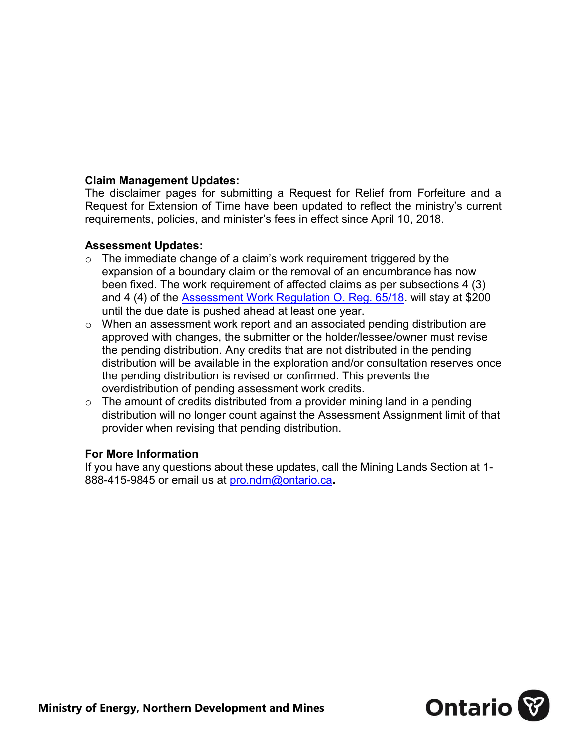**Claim Management Updates:**
The disclaimer pages for submitting a Request for Relief from Forfeiture and a Request for Extension of Time have been updated to reflect the ministry's current requirements, policies, and minister's fees in effect since April 10, 2018.

**Assessment Updates:**

- The immediate change of a claim's work requirement triggered by the expansion of a boundary claim or the removal of an encumbrance has now been fixed. The work requirement of affected claims as per subsections 4 (3) and 4 (4) of the [Assessment Work Regulation O. Reg. 65/18](). will stay at $200 until the due date is pushed ahead at least one year.
- When an assessment work report and an associated pending distribution are approved with changes, the submitter or the holder/lessee/owner must revise the pending distribution. Any credits that are not distributed in the pending distribution will be available in the exploration and/or consultation reserves once the pending distribution is revised or confirmed. This prevents the overdistribution of pending assessment work credits.
- The amount of credits distributed from a provider mining land in a pending distribution will no longer count against the Assessment Assignment limit of that provider when revising that pending distribution.

**For More Information**
If you have any questions about these updates, call the Mining Lands Section at 1-888-415-9845 or email us at [pro.ndm@ontario.ca](mailto:pro.ndm@ontario.ca).